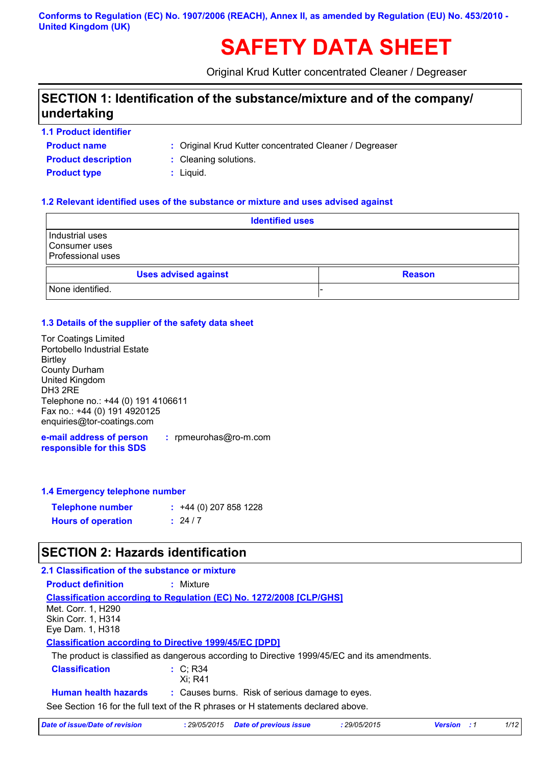Conforms to Regulation (EC) No. 1907/2006 (REACH), Annex II, as amended by Regulation (EU) No. 453/2010 - United Kingdom (UK)

# SAFETY DATA SHEET

Original Krud Kutter concentrated Cleaner / Degreaser

## SECTION 1: Identification of the substance/mixture and of the company/ undertaking

### 1.1 Product identifier

**Product name** : Original Krud Kutter concentrated Cleaner / Degreaser

**Product description** : Cleaning solutions.

**Product type** : Liquid.

### 1.2 Relevant identified uses of the substance or mixture and uses advised against

| Identified uses |
|---|
| Industrial uses<br>Consumer uses<br>Professional uses |

| Uses advised against | Reason |
|---|---|
| None identified. | - |

### 1.3 Details of the supplier of the safety data sheet

Tor Coatings Limited
Portobello Industrial Estate
Birtley
County Durham
United Kingdom
DH3 2RE
Telephone no.: +44 (0) 191 4106611
Fax no.: +44 (0) 191 4920125
enquiries@tor-coatings.com

**e-mail address of person responsible for this SDS** : rpmeurohas@ro-m.com

### 1.4 Emergency telephone number

**Telephone number** : +44 (0) 207 858 1228

**Hours of operation** : 24 / 7

## SECTION 2: Hazards identification

### 2.1 Classification of the substance or mixture

**Product definition** : Mixture

**Classification according to Regulation (EC) No. 1272/2008 [CLP/GHS]**

Met. Corr. 1, H290
Skin Corr. 1, H314
Eye Dam. 1, H318

**Classification according to Directive 1999/45/EC [DPD]**

The product is classified as dangerous according to Directive 1999/45/EC and its amendments.

**Classification** : C; R34
Xi; R41

**Human health hazards** : Causes burns. Risk of serious damage to eyes.

See Section 16 for the full text of the R phrases or H statements declared above.

*Date of issue/Date of revision : 29/05/2015 Date of previous issue : 29/05/2015 Version : 1*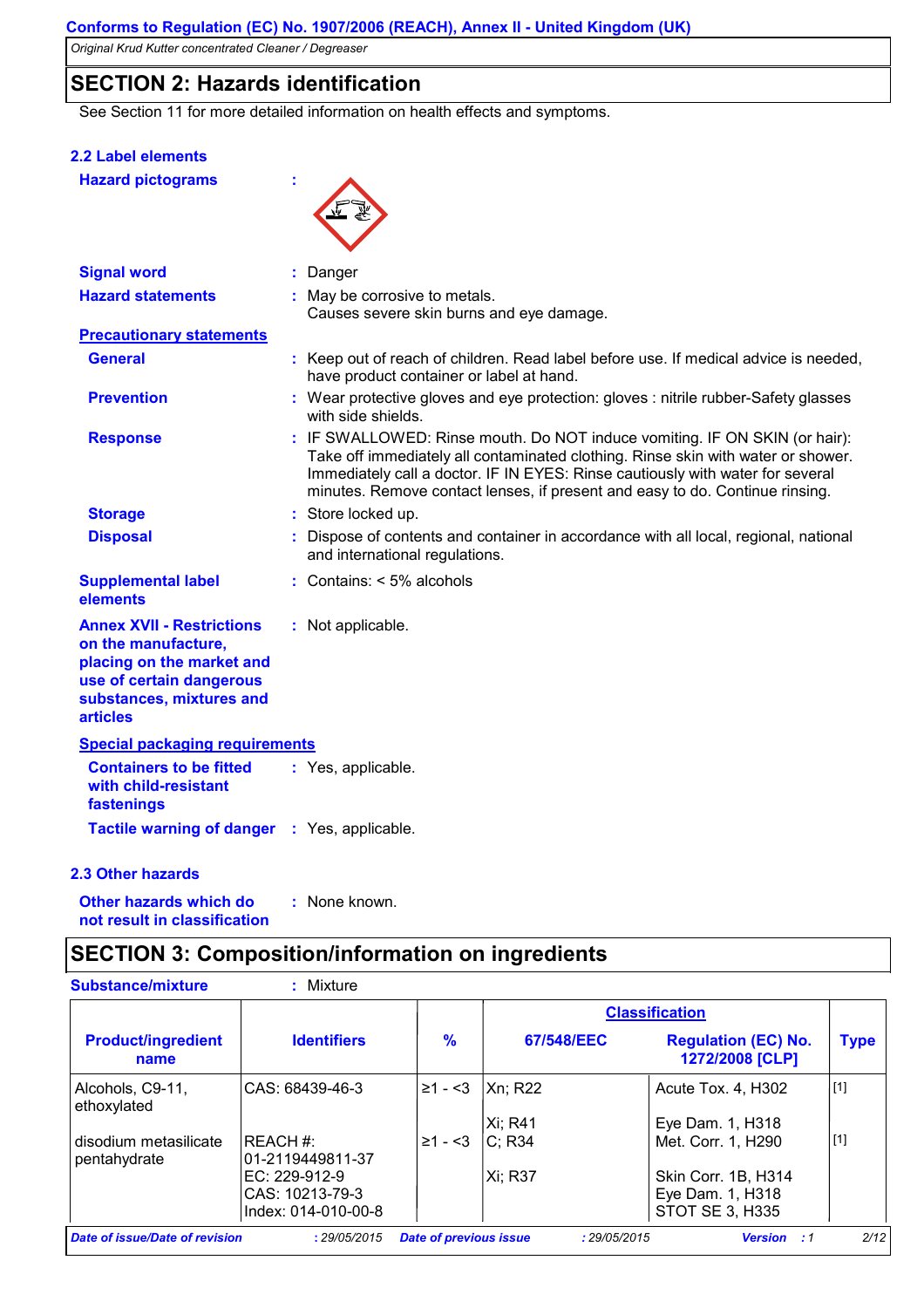## SECTION 2: Hazards identification

See Section 11 for more detailed information on health effects and symptoms.

### 2.2 Label elements

**Hazard pictograms** :

**Signal word** : Danger

**Hazard statements** : May be corrosive to metals.
Causes severe skin burns and eye damage.

**Precautionary statements**

**General** : Keep out of reach of children. Read label before use. If medical advice is needed, have product container or label at hand.

**Prevention** : Wear protective gloves and eye protection: gloves : nitrile rubber-Safety glasses with side shields.

**Response** : IF SWALLOWED: Rinse mouth. Do NOT induce vomiting. IF ON SKIN (or hair): Take off immediately all contaminated clothing. Rinse skin with water or shower. Immediately call a doctor. IF IN EYES: Rinse cautiously with water for several minutes. Remove contact lenses, if present and easy to do. Continue rinsing.

**Storage** : Store locked up.

**Disposal** : Dispose of contents and container in accordance with all local, regional, national and international regulations.

**Supplemental label elements** : Contains: < 5% alcohols

**Annex XVII - Restrictions on the manufacture, placing on the market and use of certain dangerous substances, mixtures and articles** : Not applicable.

**Special packaging requirements**

**Containers to be fitted with child-resistant fastenings** : Yes, applicable.

**Tactile warning of danger** : Yes, applicable.

### 2.3 Other hazards

**Other hazards which do not result in classification** : None known.

## SECTION 3: Composition/information on ingredients

**Substance/mixture** : Mixture

| Product/ingredient name | Identifiers | % | Classification | | Type |
|---|---|---|---|---|---|
| | | | 67/548/EEC | Regulation (EC) No. 1272/2008 [CLP] | |
| Alcohols, C9-11, ethoxylated | CAS: 68439-46-3 | ≥1 - <3 | Xn; R22<br>Xi; R41 | Acute Tox. 4, H302<br>Eye Dam. 1, H318 | [1] |
| disodium metasilicate pentahydrate | REACH #: 01-2119449811-37<br>EC: 229-912-9<br>CAS: 10213-79-3<br>Index: 014-010-00-8 | ≥1 - <3 | C; R34<br>Xi; R37 | Met. Corr. 1, H290<br>Skin Corr. 1B, H314<br>Eye Dam. 1, H318<br>STOT SE 3, H335 | [1] |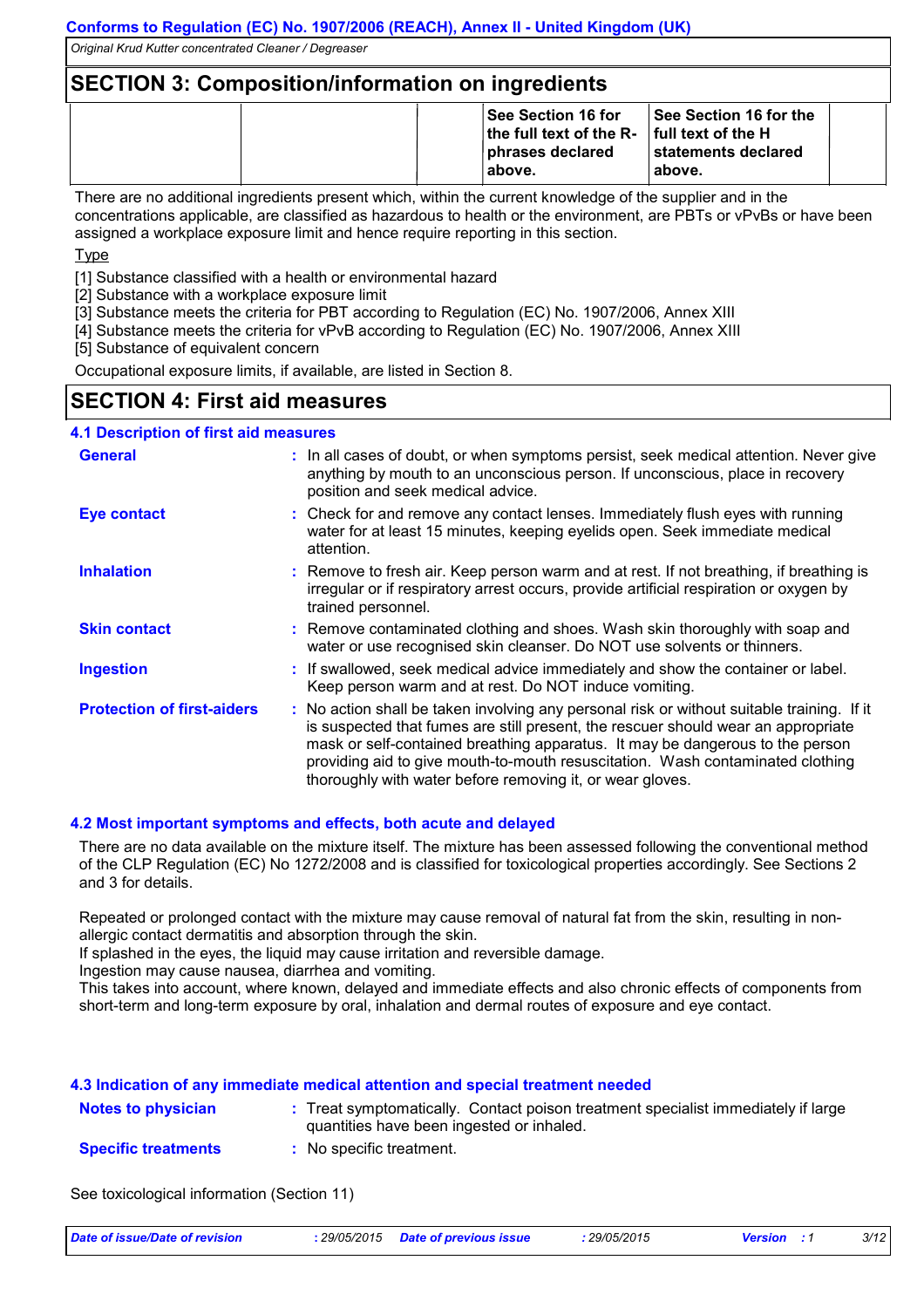## SECTION 3: Composition/information on ingredients

| | | | | | |
|---|---|---|---|---|---|
| | | | See Section 16 for the full text of the R-phrases declared above. | See Section 16 for the full text of the H statements declared above. | |

There are no additional ingredients present which, within the current knowledge of the supplier and in the concentrations applicable, are classified as hazardous to health or the environment, are PBTs or vPvBs or have been assigned a workplace exposure limit and hence require reporting in this section.

Type

[1] Substance classified with a health or environmental hazard
[2] Substance with a workplace exposure limit
[3] Substance meets the criteria for PBT according to Regulation (EC) No. 1907/2006, Annex XIII
[4] Substance meets the criteria for vPvB according to Regulation (EC) No. 1907/2006, Annex XIII
[5] Substance of equivalent concern

Occupational exposure limits, if available, are listed in Section 8.

## SECTION 4: First aid measures

### 4.1 Description of first aid measures

**General** : In all cases of doubt, or when symptoms persist, seek medical attention. Never give anything by mouth to an unconscious person. If unconscious, place in recovery position and seek medical advice.

**Eye contact** : Check for and remove any contact lenses. Immediately flush eyes with running water for at least 15 minutes, keeping eyelids open. Seek immediate medical attention.

**Inhalation** : Remove to fresh air. Keep person warm and at rest. If not breathing, if breathing is irregular or if respiratory arrest occurs, provide artificial respiration or oxygen by trained personnel.

**Skin contact** : Remove contaminated clothing and shoes. Wash skin thoroughly with soap and water or use recognised skin cleanser. Do NOT use solvents or thinners.

**Ingestion** : If swallowed, seek medical advice immediately and show the container or label. Keep person warm and at rest. Do NOT induce vomiting.

**Protection of first-aiders** : No action shall be taken involving any personal risk or without suitable training. If it is suspected that fumes are still present, the rescuer should wear an appropriate mask or self-contained breathing apparatus. It may be dangerous to the person providing aid to give mouth-to-mouth resuscitation. Wash contaminated clothing thoroughly with water before removing it, or wear gloves.

### 4.2 Most important symptoms and effects, both acute and delayed

There are no data available on the mixture itself. The mixture has been assessed following the conventional method of the CLP Regulation (EC) No 1272/2008 and is classified for toxicological properties accordingly. See Sections 2 and 3 for details.

Repeated or prolonged contact with the mixture may cause removal of natural fat from the skin, resulting in non-allergic contact dermatitis and absorption through the skin.
If splashed in the eyes, the liquid may cause irritation and reversible damage.
Ingestion may cause nausea, diarrhea and vomiting.
This takes into account, where known, delayed and immediate effects and also chronic effects of components from short-term and long-term exposure by oral, inhalation and dermal routes of exposure and eye contact.

### 4.3 Indication of any immediate medical attention and special treatment needed

**Notes to physician** : Treat symptomatically. Contact poison treatment specialist immediately if large quantities have been ingested or inhaled.

**Specific treatments** : No specific treatment.

See toxicological information (Section 11)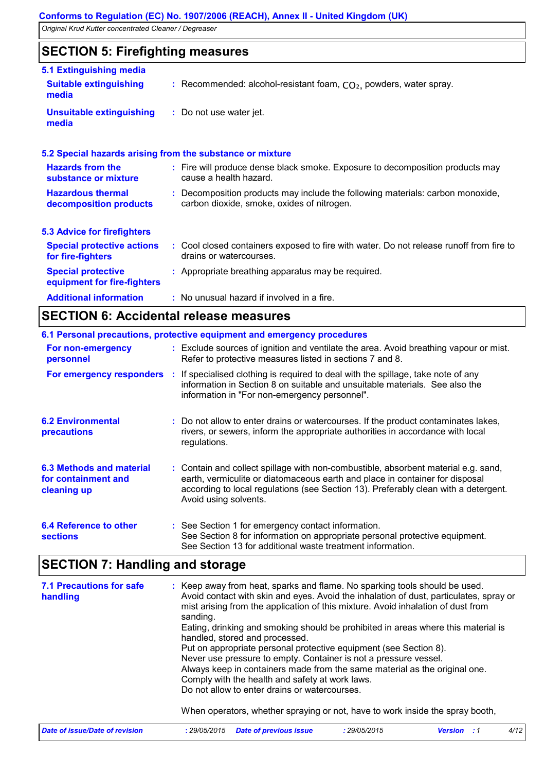## SECTION 5: Firefighting measures

### 5.1 Extinguishing media

**Suitable extinguishing media** : Recommended: alcohol-resistant foam, $CO_2$, powders, water spray.

**Unsuitable extinguishing media** : Do not use water jet.

### 5.2 Special hazards arising from the substance or mixture

**Hazards from the substance or mixture** : Fire will produce dense black smoke. Exposure to decomposition products may cause a health hazard.

**Hazardous thermal decomposition products** : Decomposition products may include the following materials: carbon monoxide, carbon dioxide, smoke, oxides of nitrogen.

### 5.3 Advice for firefighters

**Special protective actions for fire-fighters** : Cool closed containers exposed to fire with water. Do not release runoff from fire to drains or watercourses.

**Special protective equipment for fire-fighters** : Appropriate breathing apparatus may be required.

**Additional information** : No unusual hazard if involved in a fire.

## SECTION 6: Accidental release measures

### 6.1 Personal precautions, protective equipment and emergency procedures

**For non-emergency personnel** : Exclude sources of ignition and ventilate the area. Avoid breathing vapour or mist. Refer to protective measures listed in sections 7 and 8.

**For emergency responders** : If specialised clothing is required to deal with the spillage, take note of any information in Section 8 on suitable and unsuitable materials. See also the information in "For non-emergency personnel".

### 6.2 Environmental precautions

: Do not allow to enter drains or watercourses. If the product contaminates lakes, rivers, or sewers, inform the appropriate authorities in accordance with local regulations.

### 6.3 Methods and material for containment and cleaning up

: Contain and collect spillage with non-combustible, absorbent material e.g. sand, earth, vermiculite or diatomaceous earth and place in container for disposal according to local regulations (see Section 13). Preferably clean with a detergent. Avoid using solvents.

### 6.4 Reference to other sections

: See Section 1 for emergency contact information.
See Section 8 for information on appropriate personal protective equipment.
See Section 13 for additional waste treatment information.

## SECTION 7: Handling and storage

### 7.1 Precautions for safe handling

: Keep away from heat, sparks and flame. No sparking tools should be used.
Avoid contact with skin and eyes. Avoid the inhalation of dust, particulates, spray or mist arising from the application of this mixture. Avoid inhalation of dust from sanding.
Eating, drinking and smoking should be prohibited in areas where this material is handled, stored and processed.
Put on appropriate personal protective equipment (see Section 8).
Never use pressure to empty. Container is not a pressure vessel.
Always keep in containers made from the same material as the original one.
Comply with the health and safety at work laws.
Do not allow to enter drains or watercourses.

When operators, whether spraying or not, have to work inside the spray booth,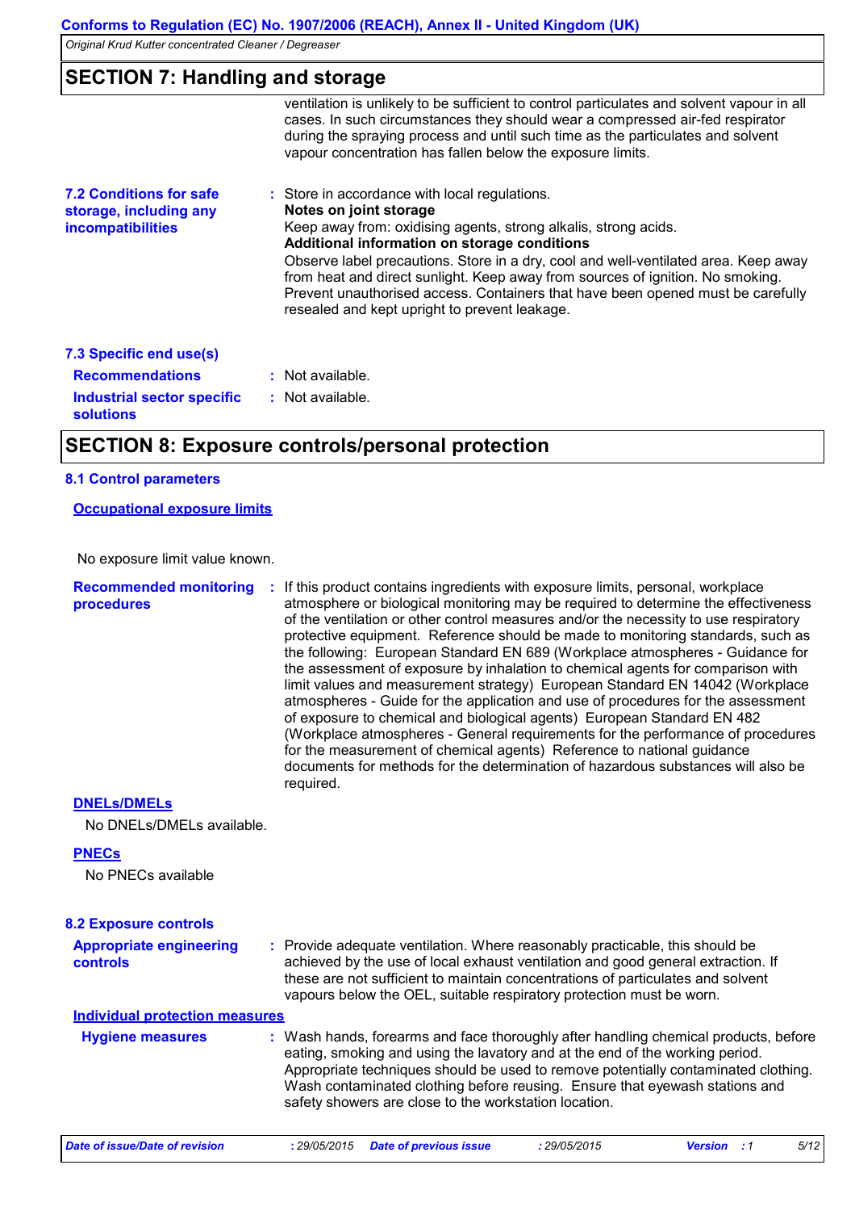## SECTION 7: Handling and storage

ventilation is unlikely to be sufficient to control particulates and solvent vapour in all cases. In such circumstances they should wear a compressed air-fed respirator during the spraying process and until such time as the particulates and solvent vapour concentration has fallen below the exposure limits.

**7.2 Conditions for safe storage, including any incompatibilities** : Store in accordance with local regulations.

**Notes on joint storage**

Keep away from: oxidising agents, strong alkalis, strong acids.

**Additional information on storage conditions**

Observe label precautions. Store in a dry, cool and well-ventilated area. Keep away from heat and direct sunlight. Keep away from sources of ignition. No smoking. Prevent unauthorised access. Containers that have been opened must be carefully resealed and kept upright to prevent leakage.

**7.3 Specific end use(s)**

**Recommendations** : Not available.

**Industrial sector specific solutions** : Not available.

## SECTION 8: Exposure controls/personal protection

**8.1 Control parameters**

**Occupational exposure limits**

No exposure limit value known.

**Recommended monitoring procedures** : If this product contains ingredients with exposure limits, personal, workplace atmosphere or biological monitoring may be required to determine the effectiveness of the ventilation or other control measures and/or the necessity to use respiratory protective equipment. Reference should be made to monitoring standards, such as the following: European Standard EN 689 (Workplace atmospheres - Guidance for the assessment of exposure by inhalation to chemical agents for comparison with limit values and measurement strategy) European Standard EN 14042 (Workplace atmospheres - Guide for the application and use of procedures for the assessment of exposure to chemical and biological agents) European Standard EN 482 (Workplace atmospheres - General requirements for the performance of procedures for the measurement of chemical agents) Reference to national guidance documents for methods for the determination of hazardous substances will also be required.

**DNELs/DMELs**

No DNELs/DMELs available.

**PNECs**

No PNECs available

**8.2 Exposure controls**

**Appropriate engineering controls** : Provide adequate ventilation. Where reasonably practicable, this should be achieved by the use of local exhaust ventilation and good general extraction. If these are not sufficient to maintain concentrations of particulates and solvent vapours below the OEL, suitable respiratory protection must be worn.

**Individual protection measures**

**Hygiene measures** : Wash hands, forearms and face thoroughly after handling chemical products, before eating, smoking and using the lavatory and at the end of the working period. Appropriate techniques should be used to remove potentially contaminated clothing. Wash contaminated clothing before reusing. Ensure that eyewash stations and safety showers are close to the workstation location.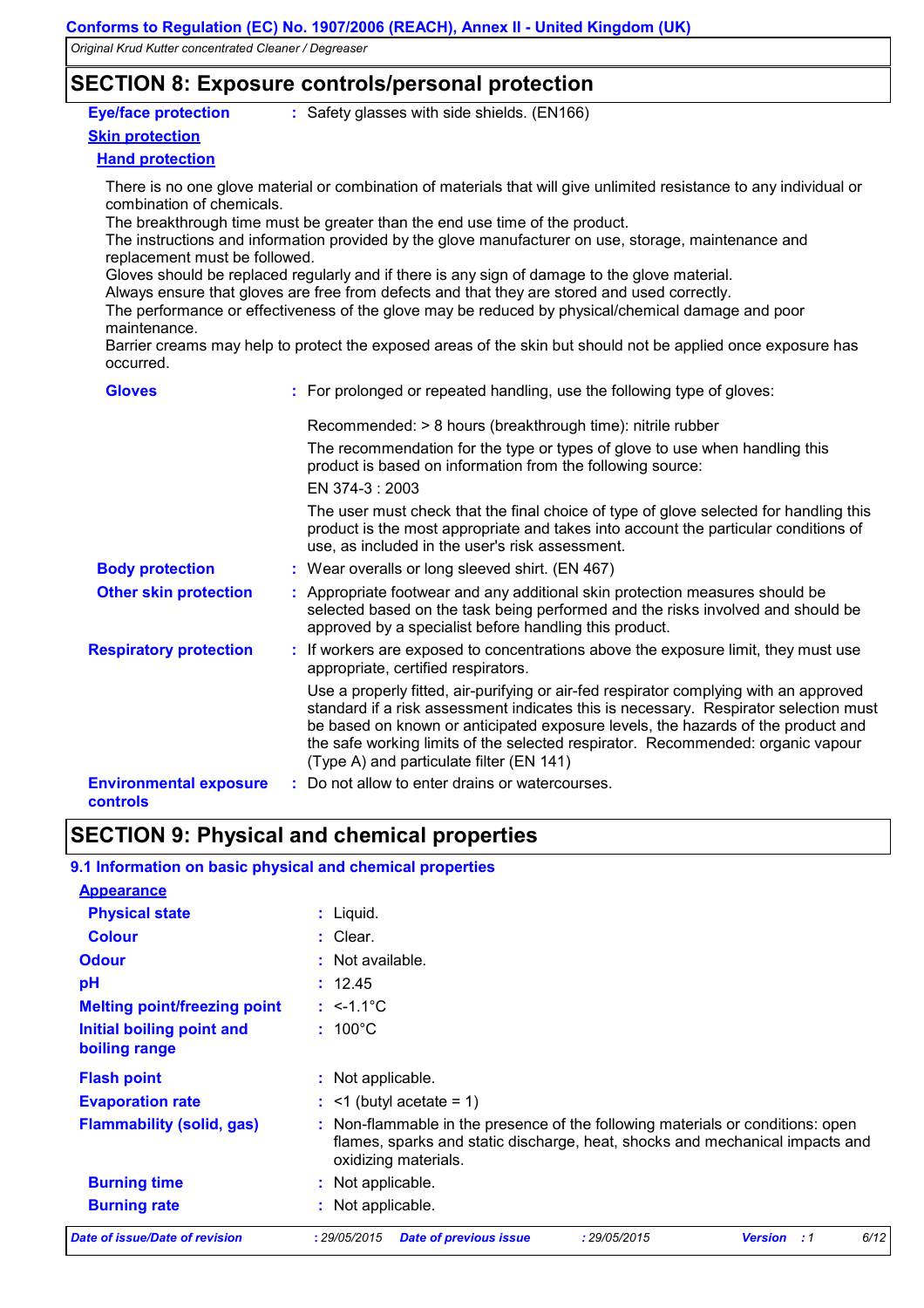## SECTION 8: Exposure controls/personal protection

**Eye/face protection** : Safety glasses with side shields. (EN166)

**Skin protection**

**Hand protection**

There is no one glove material or combination of materials that will give unlimited resistance to any individual or combination of chemicals.
The breakthrough time must be greater than the end use time of the product.
The instructions and information provided by the glove manufacturer on use, storage, maintenance and replacement must be followed.
Gloves should be replaced regularly and if there is any sign of damage to the glove material.
Always ensure that gloves are free from defects and that they are stored and used correctly.
The performance or effectiveness of the glove may be reduced by physical/chemical damage and poor maintenance.
Barrier creams may help to protect the exposed areas of the skin but should not be applied once exposure has occurred.

**Gloves** : For prolonged or repeated handling, use the following type of gloves:

Recommended: > 8 hours (breakthrough time): nitrile rubber

The recommendation for the type or types of glove to use when handling this product is based on information from the following source:

EN 374-3 : 2003

The user must check that the final choice of type of glove selected for handling this product is the most appropriate and takes into account the particular conditions of use, as included in the user's risk assessment.

**Body protection** : Wear overalls or long sleeved shirt. (EN 467)

**Other skin protection** : Appropriate footwear and any additional skin protection measures should be selected based on the task being performed and the risks involved and should be approved by a specialist before handling this product.

**Respiratory protection** : If workers are exposed to concentrations above the exposure limit, they must use appropriate, certified respirators.

Use a properly fitted, air-purifying or air-fed respirator complying with an approved standard if a risk assessment indicates this is necessary. Respirator selection must be based on known or anticipated exposure levels, the hazards of the product and the safe working limits of the selected respirator. Recommended: organic vapour (Type A) and particulate filter (EN 141)

**Environmental exposure controls** : Do not allow to enter drains or watercourses.

## SECTION 9: Physical and chemical properties

### 9.1 Information on basic physical and chemical properties

**Appearance**

| | |
|---|---|
| **Physical state** | : Liquid. |
| **Colour** | : Clear. |
| **Odour** | : Not available. |
| **pH** | : 12.45 |
| **Melting point/freezing point** | : <-1.1°C |
| **Initial boiling point and boiling range** | : 100°C |
| **Flash point** | : Not applicable. |
| **Evaporation rate** | : <1 (butyl acetate = 1) |
| **Flammability (solid, gas)** | : Non-flammable in the presence of the following materials or conditions: open flames, sparks and static discharge, heat, shocks and mechanical impacts and oxidizing materials. |
| **Burning time** | : Not applicable. |
| **Burning rate** | : Not applicable. |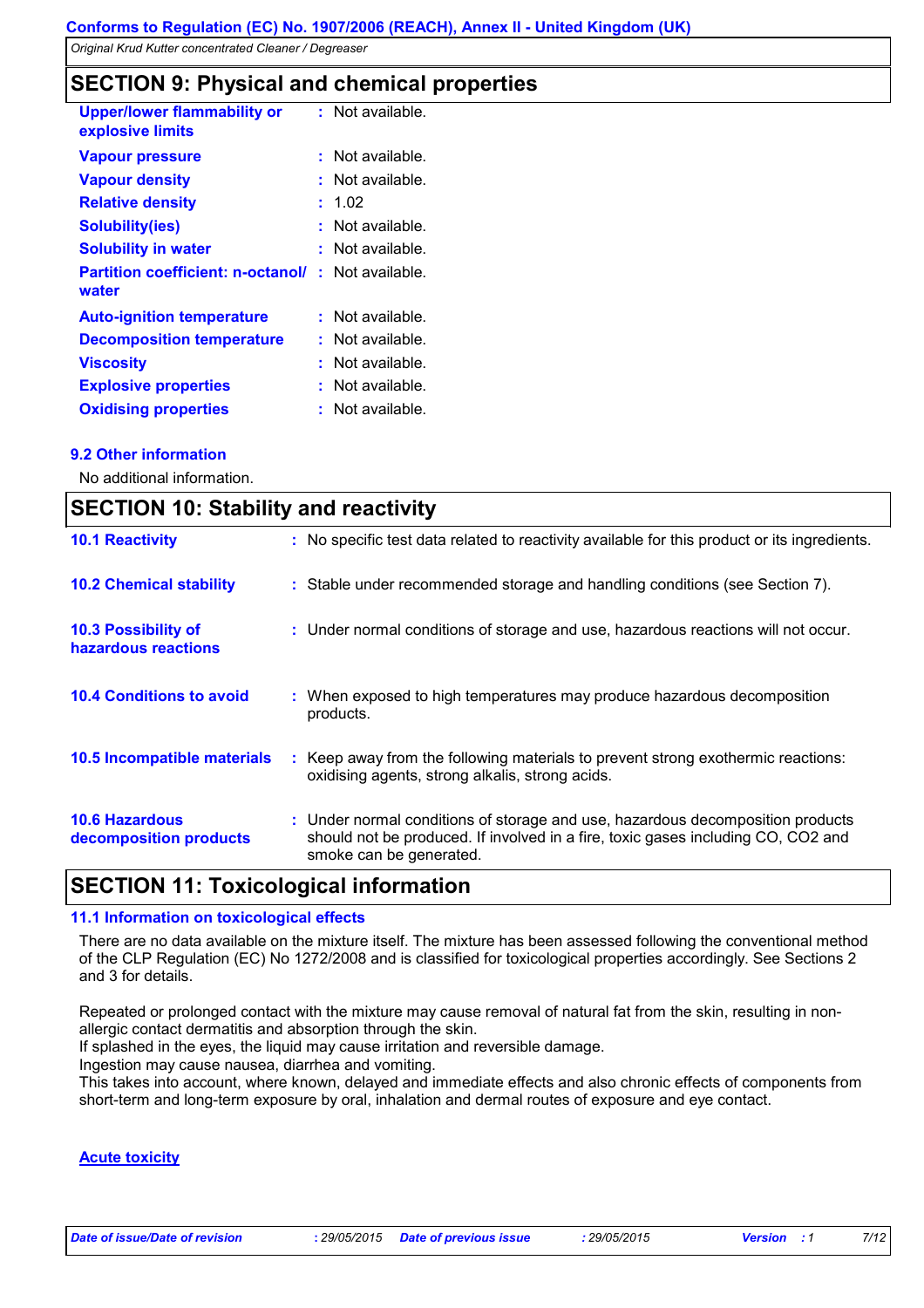## SECTION 9: Physical and chemical properties

| Property | | Value |
|---|---|---|
| **Upper/lower flammability or explosive limits** | : | Not available. |
| **Vapour pressure** | : | Not available. |
| **Vapour density** | : | Not available. |
| **Relative density** | : | 1.02 |
| **Solubility(ies)** | : | Not available. |
| **Solubility in water** | : | Not available. |
| **Partition coefficient: n-octanol/ water** | : | Not available. |
| **Auto-ignition temperature** | : | Not available. |
| **Decomposition temperature** | : | Not available. |
| **Viscosity** | : | Not available. |
| **Explosive properties** | : | Not available. |
| **Oxidising properties** | : | Not available. |

### 9.2 Other information

No additional information.

## SECTION 10: Stability and reactivity

| | | |
|---|---|---|
| **10.1 Reactivity** | : | No specific test data related to reactivity available for this product or its ingredients. |
| **10.2 Chemical stability** | : | Stable under recommended storage and handling conditions (see Section 7). |
| **10.3 Possibility of hazardous reactions** | : | Under normal conditions of storage and use, hazardous reactions will not occur. |
| **10.4 Conditions to avoid** | : | When exposed to high temperatures may produce hazardous decomposition products. |
| **10.5 Incompatible materials** | : | Keep away from the following materials to prevent strong exothermic reactions: oxidising agents, strong alkalis, strong acids. |
| **10.6 Hazardous decomposition products** | : | Under normal conditions of storage and use, hazardous decomposition products should not be produced. If involved in a fire, toxic gases including CO, $CO_2$ and smoke can be generated. |

## SECTION 11: Toxicological information

### 11.1 Information on toxicological effects

There are no data available on the mixture itself. The mixture has been assessed following the conventional method of the CLP Regulation (EC) No 1272/2008 and is classified for toxicological properties accordingly. See Sections 2 and 3 for details.

Repeated or prolonged contact with the mixture may cause removal of natural fat from the skin, resulting in non-allergic contact dermatitis and absorption through the skin.
If splashed in the eyes, the liquid may cause irritation and reversible damage.
Ingestion may cause nausea, diarrhea and vomiting.
This takes into account, where known, delayed and immediate effects and also chronic effects of components from short-term and long-term exposure by oral, inhalation and dermal routes of exposure and eye contact.

**Acute toxicity**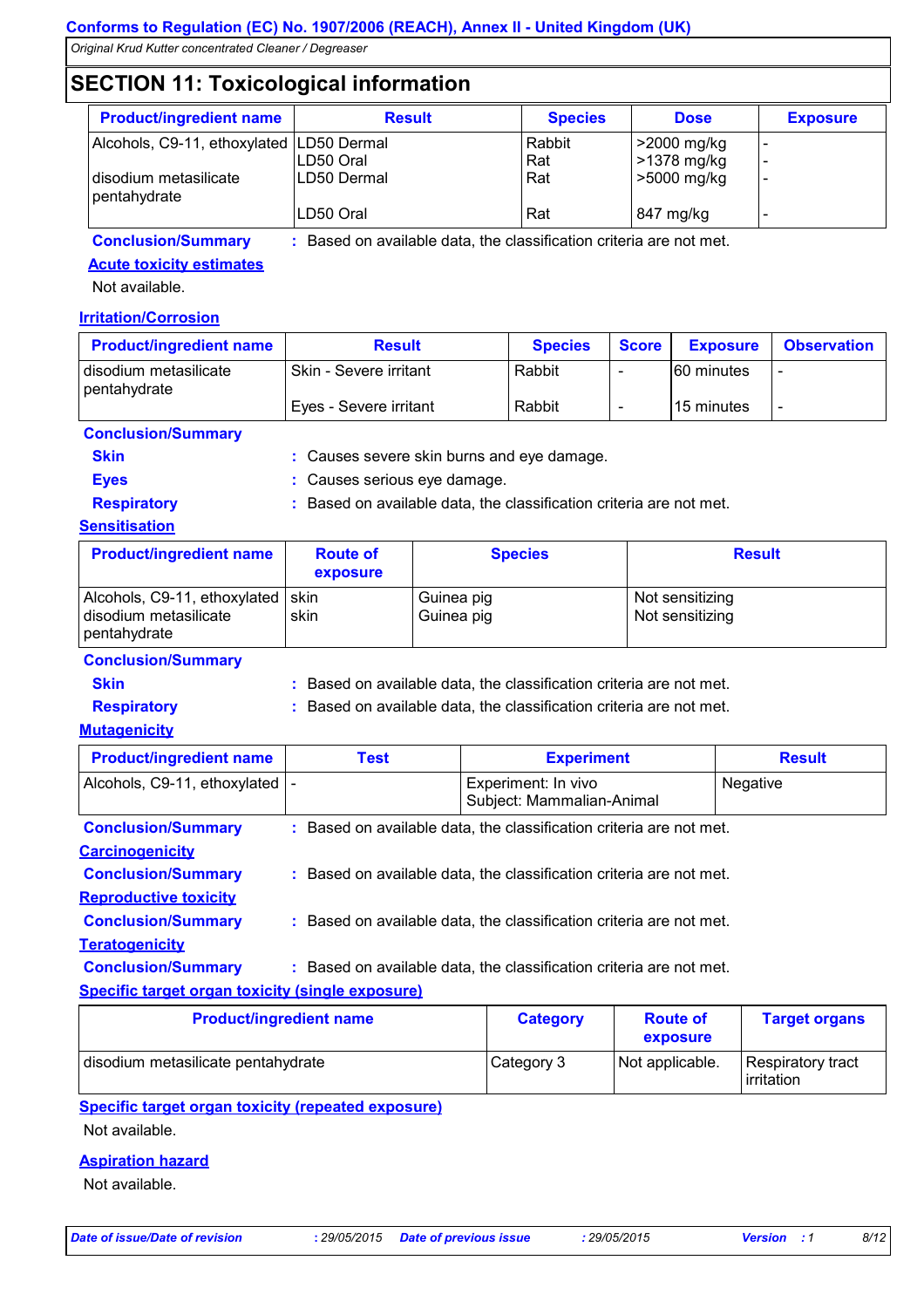## SECTION 11: Toxicological information

| Product/ingredient name | Result | Species | Dose | Exposure |
|---|---|---|---|---|
| Alcohols, C9-11, ethoxylated | LD50 Dermal | Rabbit | >2000 mg/kg | - |
| | LD50 Oral | Rat | >1378 mg/kg | - |
| disodium metasilicate pentahydrate | LD50 Dermal | Rat | >5000 mg/kg | - |
| | LD50 Oral | Rat | 847 mg/kg | - |

**Conclusion/Summary** : Based on available data, the classification criteria are not met.

**Acute toxicity estimates**

Not available.

**Irritation/Corrosion**

| Product/ingredient name | Result | Species | Score | Exposure | Observation |
|---|---|---|---|---|---|
| disodium metasilicate pentahydrate | Skin - Severe irritant | Rabbit | - | 60 minutes | - |
| | Eyes - Severe irritant | Rabbit | - | 15 minutes | - |

**Conclusion/Summary**

**Skin** : Causes severe skin burns and eye damage.

**Eyes** : Causes serious eye damage.

**Respiratory** : Based on available data, the classification criteria are not met.

**Sensitisation**

| Product/ingredient name | Route of exposure | Species | Result |
|---|---|---|---|
| Alcohols, C9-11, ethoxylated | skin | Guinea pig | Not sensitizing |
| disodium metasilicate pentahydrate | skin | Guinea pig | Not sensitizing |

**Conclusion/Summary**

**Skin** : Based on available data, the classification criteria are not met.

**Respiratory** : Based on available data, the classification criteria are not met.

**Mutagenicity**

| Product/ingredient name | Test | Experiment | Result |
|---|---|---|---|
| Alcohols, C9-11, ethoxylated | - | Experiment: In vivo<br>Subject: Mammalian-Animal | Negative |

**Conclusion/Summary** : Based on available data, the classification criteria are not met.

**Carcinogenicity**

**Conclusion/Summary** : Based on available data, the classification criteria are not met.

**Reproductive toxicity**

**Conclusion/Summary** : Based on available data, the classification criteria are not met.

**Teratogenicity**

**Conclusion/Summary** : Based on available data, the classification criteria are not met.

**Specific target organ toxicity (single exposure)**

| Product/ingredient name | Category | Route of exposure | Target organs |
|---|---|---|---|
| disodium metasilicate pentahydrate | Category 3 | Not applicable. | Respiratory tract irritation |

**Specific target organ toxicity (repeated exposure)**

Not available.

**Aspiration hazard**

Not available.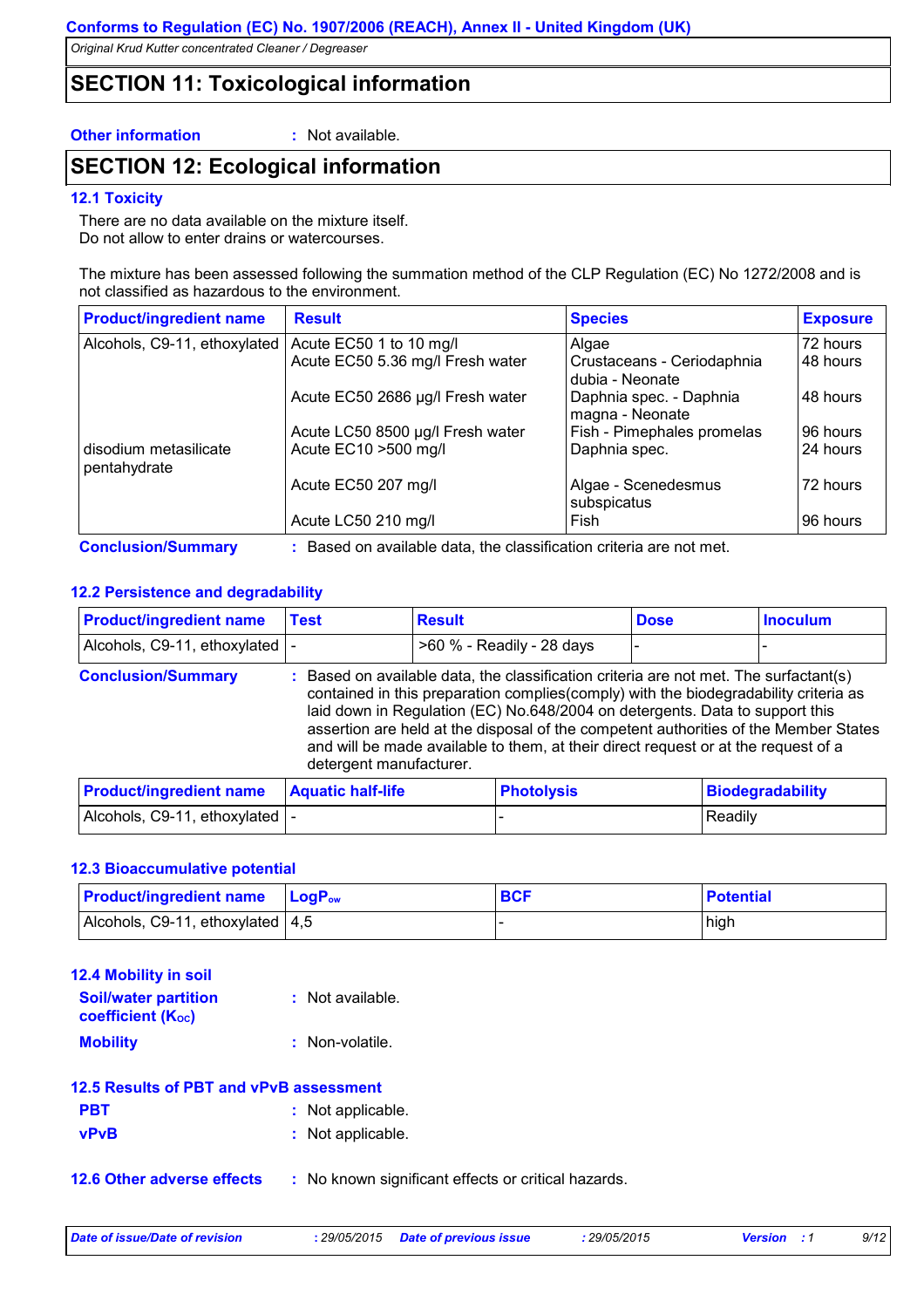## SECTION 11: Toxicological information

**Other information** : Not available.

## SECTION 12: Ecological information

### 12.1 Toxicity

There are no data available on the mixture itself.
Do not allow to enter drains or watercourses.

The mixture has been assessed following the summation method of the CLP Regulation (EC) No 1272/2008 and is not classified as hazardous to the environment.

| Product/ingredient name | Result | Species | Exposure |
|---|---|---|---|
| Alcohols, C9-11, ethoxylated | Acute EC50 1 to 10 mg/l | Algae | 72 hours |
| | Acute EC50 5.36 mg/l Fresh water | Crustaceans - Ceriodaphnia dubia - Neonate | 48 hours |
| | Acute EC50 2686 µg/l Fresh water | Daphnia spec. - Daphnia magna - Neonate | 48 hours |
| | Acute LC50 8500 µg/l Fresh water | Fish - Pimephales promelas | 96 hours |
| disodium metasilicate pentahydrate | Acute EC10 >500 mg/l | Daphnia spec. | 24 hours |
| | Acute EC50 207 mg/l | Algae - Scenedesmus subspicatus | 72 hours |
| | Acute LC50 210 mg/l | Fish | 96 hours |

**Conclusion/Summary** : Based on available data, the classification criteria are not met.

### 12.2 Persistence and degradability

| Product/ingredient name | Test | Result | Dose | Inoculum |
|---|---|---|---|---|
| Alcohols, C9-11, ethoxylated | - | >60 % - Readily - 28 days | - | - |

**Conclusion/Summary** : Based on available data, the classification criteria are not met. The surfactant(s) contained in this preparation complies(comply) with the biodegradability criteria as laid down in Regulation (EC) No.648/2004 on detergents. Data to support this assertion are held at the disposal of the competent authorities of the Member States and will be made available to them, at their direct request or at the request of a detergent manufacturer.

| Product/ingredient name | Aquatic half-life | Photolysis | Biodegradability |
|---|---|---|---|
| Alcohols, C9-11, ethoxylated | - | - | Readily |

### 12.3 Bioaccumulative potential

| Product/ingredient name | $LogP_{ow}$ | BCF | Potential |
|---|---|---|---|
| Alcohols, C9-11, ethoxylated | 4,5 | - | high |

### 12.4 Mobility in soil

**Soil/water partition coefficient ($K_{OC}$)** : Not available.

**Mobility** : Non-volatile.

### 12.5 Results of PBT and vPvB assessment

**PBT** : Not applicable.

**vPvB** : Not applicable.

### 12.6 Other adverse effects

: No known significant effects or critical hazards.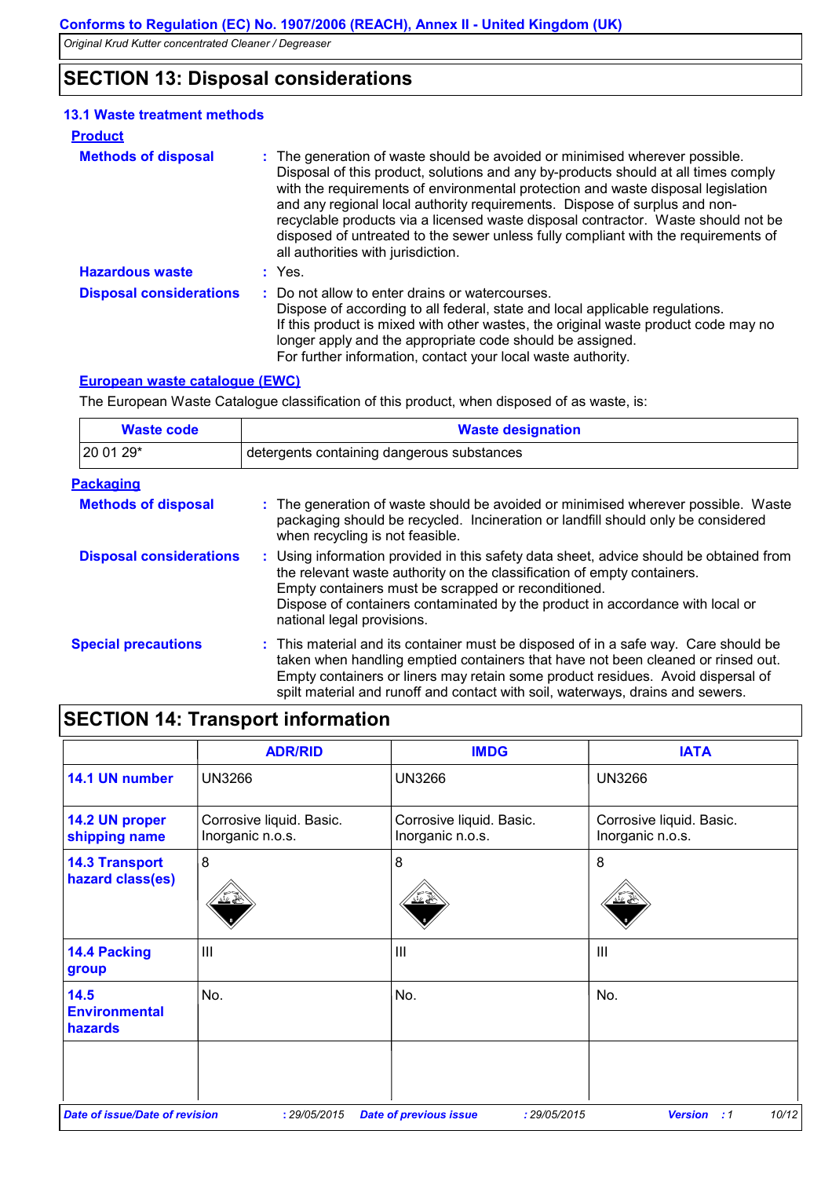## SECTION 13: Disposal considerations

### 13.1 Waste treatment methods

**Product**

**Methods of disposal** : The generation of waste should be avoided or minimised wherever possible. Disposal of this product, solutions and any by-products should at all times comply with the requirements of environmental protection and waste disposal legislation and any regional local authority requirements. Dispose of surplus and non-recyclable products via a licensed waste disposal contractor. Waste should not be disposed of untreated to the sewer unless fully compliant with the requirements of all authorities with jurisdiction.

**Hazardous waste** : Yes.

**Disposal considerations** : Do not allow to enter drains or watercourses.
Dispose of according to all federal, state and local applicable regulations.
If this product is mixed with other wastes, the original waste product code may no longer apply and the appropriate code should be assigned.
For further information, contact your local waste authority.

**European waste catalogue (EWC)**

The European Waste Catalogue classification of this product, when disposed of as waste, is:

| Waste code | Waste designation |
|---|---|
| 20 01 29* | detergents containing dangerous substances |

**Packaging**

**Methods of disposal** : The generation of waste should be avoided or minimised wherever possible. Waste packaging should be recycled. Incineration or landfill should only be considered when recycling is not feasible.

**Disposal considerations** : Using information provided in this safety data sheet, advice should be obtained from the relevant waste authority on the classification of empty containers.
Empty containers must be scrapped or reconditioned.
Dispose of containers contaminated by the product in accordance with local or national legal provisions.

**Special precautions** : This material and its container must be disposed of in a safe way. Care should be taken when handling emptied containers that have not been cleaned or rinsed out. Empty containers or liners may retain some product residues. Avoid dispersal of spilt material and runoff and contact with soil, waterways, drains and sewers.

## SECTION 14: Transport information

| | ADR/RID | IMDG | IATA |
|---|---|---|---|
| **14.1 UN number** | UN3266 | UN3266 | UN3266 |
| **14.2 UN proper shipping name** | Corrosive liquid. Basic. Inorganic n.o.s. | Corrosive liquid. Basic. Inorganic n.o.s. | Corrosive liquid. Basic. Inorganic n.o.s. |
| **14.3 Transport hazard class(es)** | 8 | 8 | 8 |
| **14.4 Packing group** | III | III | III |
| **14.5 Environmental hazards** | No. | No. | No. |
| | | | |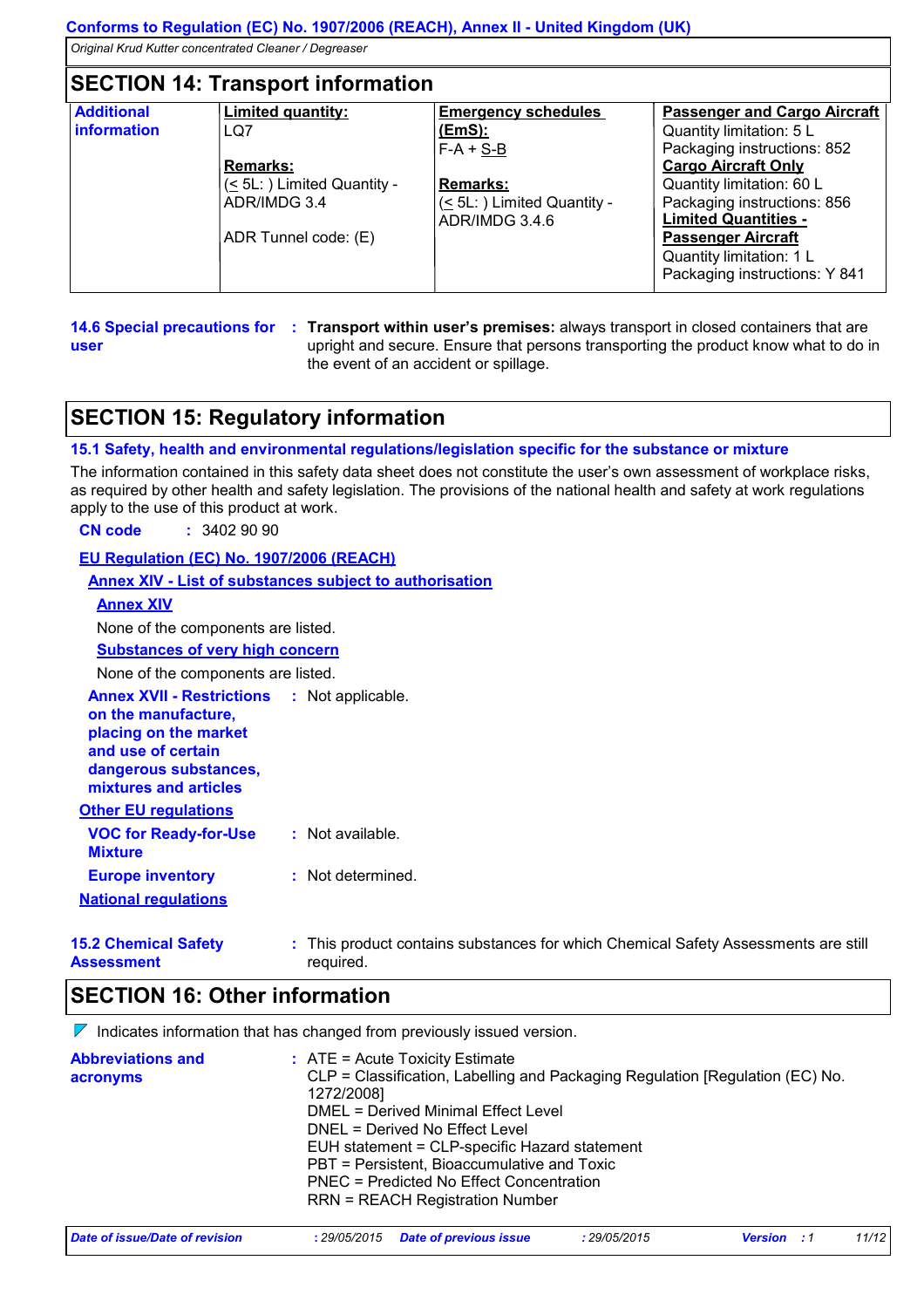## SECTION 14: Transport information

| Additional information | Limited quantity: | Emergency schedules (EmS): | Passenger and Cargo Aircraft |
|---|---|---|---|
| | LQ7<br><br>**Remarks:**<br>(≤ 5L: ) Limited Quantity - ADR/IMDG 3.4<br><br>ADR Tunnel code: (E) | F-A + S-B<br><br>**Remarks:**<br>(≤ 5L: ) Limited Quantity - ADR/IMDG 3.4.6 | Quantity limitation: 5 L<br>Packaging instructions: 852<br>**Cargo Aircraft Only**<br>Quantity limitation: 60 L<br>Packaging instructions: 856<br>**Limited Quantities - Passenger Aircraft**<br>Quantity limitation: 1 L<br>Packaging instructions: Y 841 |

**14.6 Special precautions for user** : **Transport within user's premises:** always transport in closed containers that are upright and secure. Ensure that persons transporting the product know what to do in the event of an accident or spillage.

## SECTION 15: Regulatory information

### 15.1 Safety, health and environmental regulations/legislation specific for the substance or mixture

The information contained in this safety data sheet does not constitute the user's own assessment of workplace risks, as required by other health and safety legislation. The provisions of the national health and safety at work regulations apply to the use of this product at work.

**CN code** : 3402 90 90

**EU Regulation (EC) No. 1907/2006 (REACH)**

**Annex XIV - List of substances subject to authorisation**

**Annex XIV**

None of the components are listed.

**Substances of very high concern**

None of the components are listed.

**Annex XVII - Restrictions on the manufacture, placing on the market and use of certain dangerous substances, mixtures and articles** : Not applicable.

**Other EU regulations**

**VOC for Ready-for-Use Mixture** : Not available.

**Europe inventory** : Not determined.

**National regulations**

**15.2 Chemical Safety Assessment** : This product contains substances for which Chemical Safety Assessments are still required.

## SECTION 16: Other information

Indicates information that has changed from previously issued version.

**Abbreviations and acronyms** :
ATE = Acute Toxicity Estimate
CLP = Classification, Labelling and Packaging Regulation [Regulation (EC) No. 1272/2008]
DMEL = Derived Minimal Effect Level
DNEL = Derived No Effect Level
EUH statement = CLP-specific Hazard statement
PBT = Persistent, Bioaccumulative and Toxic
PNEC = Predicted No Effect Concentration
RRN = REACH Registration Number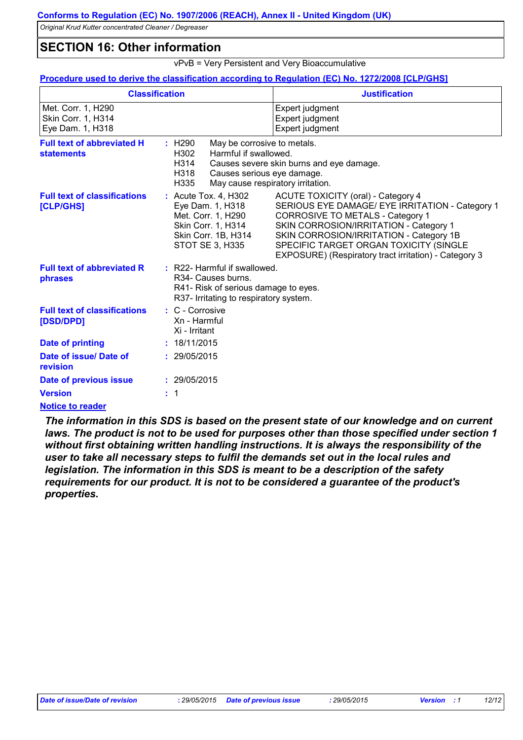## SECTION 16: Other information

vPvB = Very Persistent and Very Bioaccumulative

**Procedure used to derive the classification according to Regulation (EC) No. 1272/2008 [CLP/GHS]**

| Classification | Justification |
| --- | --- |
| Met. Corr. 1, H290 | Expert judgment |
| Skin Corr. 1, H314 | Expert judgment |
| Eye Dam. 1, H318 | Expert judgment |

**Full text of abbreviated H statements** :
- H290 May be corrosive to metals.
- H302 Harmful if swallowed.
- H314 Causes severe skin burns and eye damage.
- H318 Causes serious eye damage.
- H335 May cause respiratory irritation.

**Full text of classifications [CLP/GHS]** :

| | |
| --- | --- |
| Acute Tox. 4, H302 | ACUTE TOXICITY (oral) - Category 4 |
| Eye Dam. 1, H318 | SERIOUS EYE DAMAGE/ EYE IRRITATION - Category 1 |
| Met. Corr. 1, H290 | CORROSIVE TO METALS - Category 1 |
| Skin Corr. 1, H314 | SKIN CORROSION/IRRITATION - Category 1 |
| Skin Corr. 1B, H314 | SKIN CORROSION/IRRITATION - Category 1B |
| STOT SE 3, H335 | SPECIFIC TARGET ORGAN TOXICITY (SINGLE EXPOSURE) (Respiratory tract irritation) - Category 3 |

**Full text of abbreviated R phrases** :
- R22- Harmful if swallowed.
- R34- Causes burns.
- R41- Risk of serious damage to eyes.
- R37- Irritating to respiratory system.

**Full text of classifications [DSD/DPD]** :
- C - Corrosive
- Xn - Harmful
- Xi - Irritant

**Date of printing** : 18/11/2015

**Date of issue/ Date of revision** : 29/05/2015

**Date of previous issue** : 29/05/2015

**Version** : 1

**Notice to reader**

***The information in this SDS is based on the present state of our knowledge and on current laws. The product is not to be used for purposes other than those specified under section 1 without first obtaining written handling instructions. It is always the responsibility of the user to take all necessary steps to fulfil the demands set out in the local rules and legislation. The information in this SDS is meant to be a description of the safety requirements for our product. It is not to be considered a guarantee of the product's properties.***